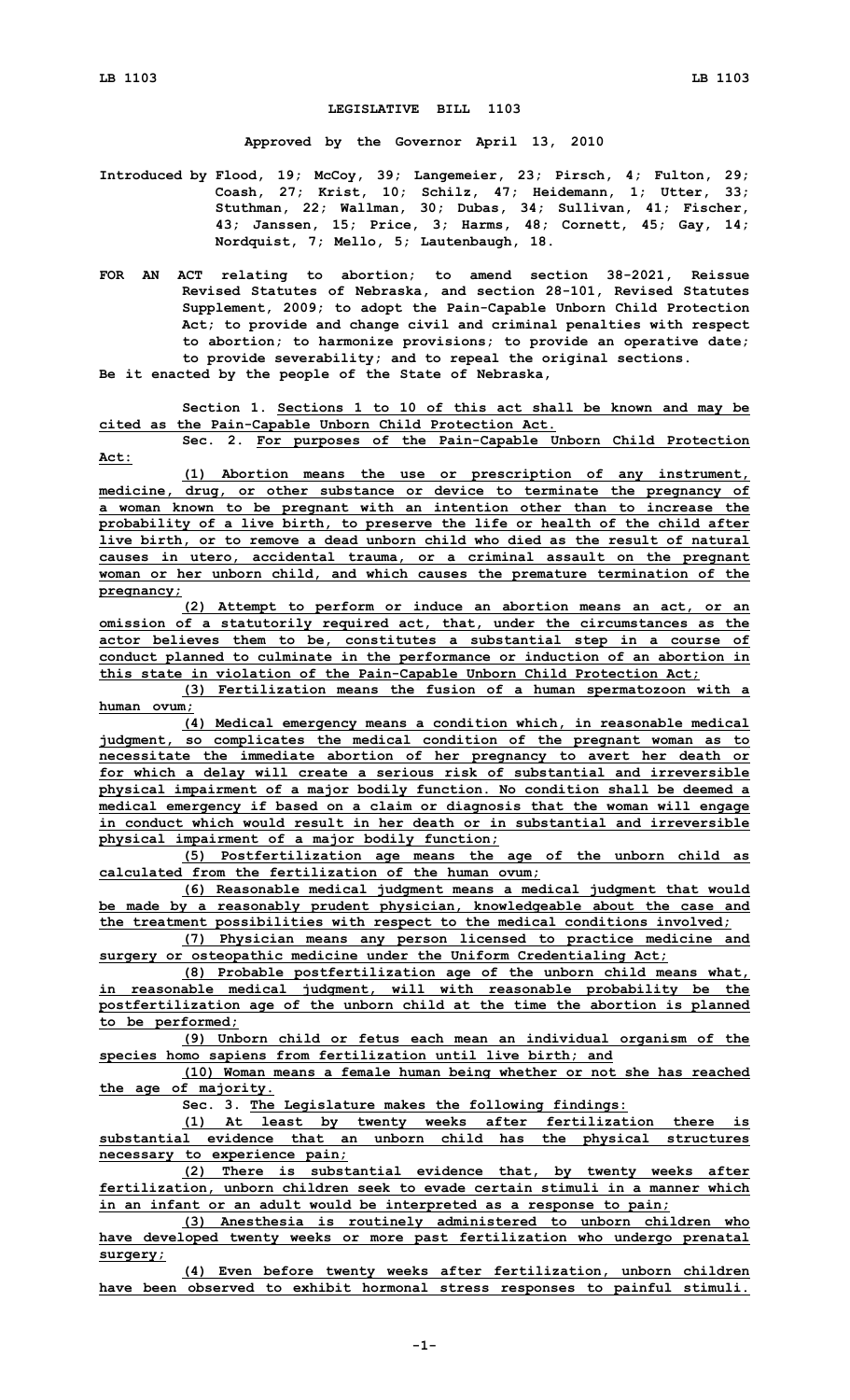# LEGISLATIVE BILL 1103

**Approved by the Governor April 13, 2010**

**Introduced by Flood, 19; McCoy, 39; Langemeier, 23; Pirsch, 4; Fulton, 29; Coash, 27; Krist, 10; Schilz, 47; Heidemann, 1; Utter, 33; Stuthman, 22; Wallman, 30; Dubas, 34; Sullivan, 41; Fischer, 43; Janssen, 15; Price, 3; Harms, 48; Cornett, 45; Gay, 14; Nordquist, 7; Mello, 5; Lautenbaugh, 18.**

**FOR AN ACT relating to abortion; to amend section 38-2021, Reissue Revised Statutes of Nebraska, and section 28-101, Revised Statutes Supplement, 2009; to adopt the Pain-Capable Unborn Child Protection Act; to provide and change civil and criminal penalties with respect to abortion; to harmonize provisions; to provide an operative date; to provide severability; and to repeal the original sections.**

**Be it enacted by the people of the State of Nebraska,**

**Section 1. Sections 1 to 10 of this act shall be known and may be cited as the Pain-Capable Unborn Child Protection Act.**

**Sec. 2. For purposes of the Pain-Capable Unborn Child Protection Act:**

**(1) Abortion means the use or prescription of any instrument, medicine, drug, or other substance or device to terminate the pregnancy of a woman known to be pregnant with an intention other than to increase the probability of a live birth, to preserve the life or health of the child after live birth, or to remove a dead unborn child who died as the result of natural causes in utero, accidental trauma, or a criminal assault on the pregnant woman or her unborn child, and which causes the premature termination of the pregnancy;**

**(2) Attempt to perform or induce an abortion means an act, or an omission of a statutorily required act, that, under the circumstances as the actor believes them to be, constitutes a substantial step in a course of conduct planned to culminate in the performance or induction of an abortion in this state in violation of the Pain-Capable Unborn Child Protection Act;**

**(3) Fertilization means the fusion of a human spermatozoon with a human ovum;**

**(4) Medical emergency means a condition which, in reasonable medical judgment, so complicates the medical condition of the pregnant woman as to necessitate the immediate abortion of her pregnancy to avert her death or for which a delay will create a serious risk of substantial and irreversible physical impairment of a major bodily function. No condition shall be deemed a medical emergency if based on a claim or diagnosis that the woman will engage in conduct which would result in her death or in substantial and irreversible physical impairment of a major bodily function;**

**(5) Postfertilization age means the age of the unborn child as calculated from the fertilization of the human ovum;**

**(6) Reasonable medical judgment means a medical judgment that would be made by a reasonably prudent physician, knowledgeable about the case and the treatment possibilities with respect to the medical conditions involved;**

**(7) Physician means any person licensed to practice medicine and surgery or osteopathic medicine under the Uniform Credentialing Act;**

**(8) Probable postfertilization age of the unborn child means what, in reasonable medical judgment, will with reasonable probability be the postfertilization age of the unborn child at the time the abortion is planned to be performed;**

**(9) Unborn child or fetus each mean an individual organism of the species homo sapiens from fertilization until live birth; and**

**(10) Woman means a female human being whether or not she has reached the age of majority.**

**Sec. 3. The Legislature makes the following findings:**

**(1) At least by twenty weeks after fertilization there is substantial evidence that an unborn child has the physical structures necessary to experience pain;**

**(2) There is substantial evidence that, by twenty weeks after fertilization, unborn children seek to evade certain stimuli in a manner which in an infant or an adult would be interpreted as a response to pain;**

**(3) Anesthesia is routinely administered to unborn children who have developed twenty weeks or more past fertilization who undergo prenatal surgery;**

**(4) Even before twenty weeks after fertilization, unborn children have been observed to exhibit hormonal stress responses to painful stimuli.**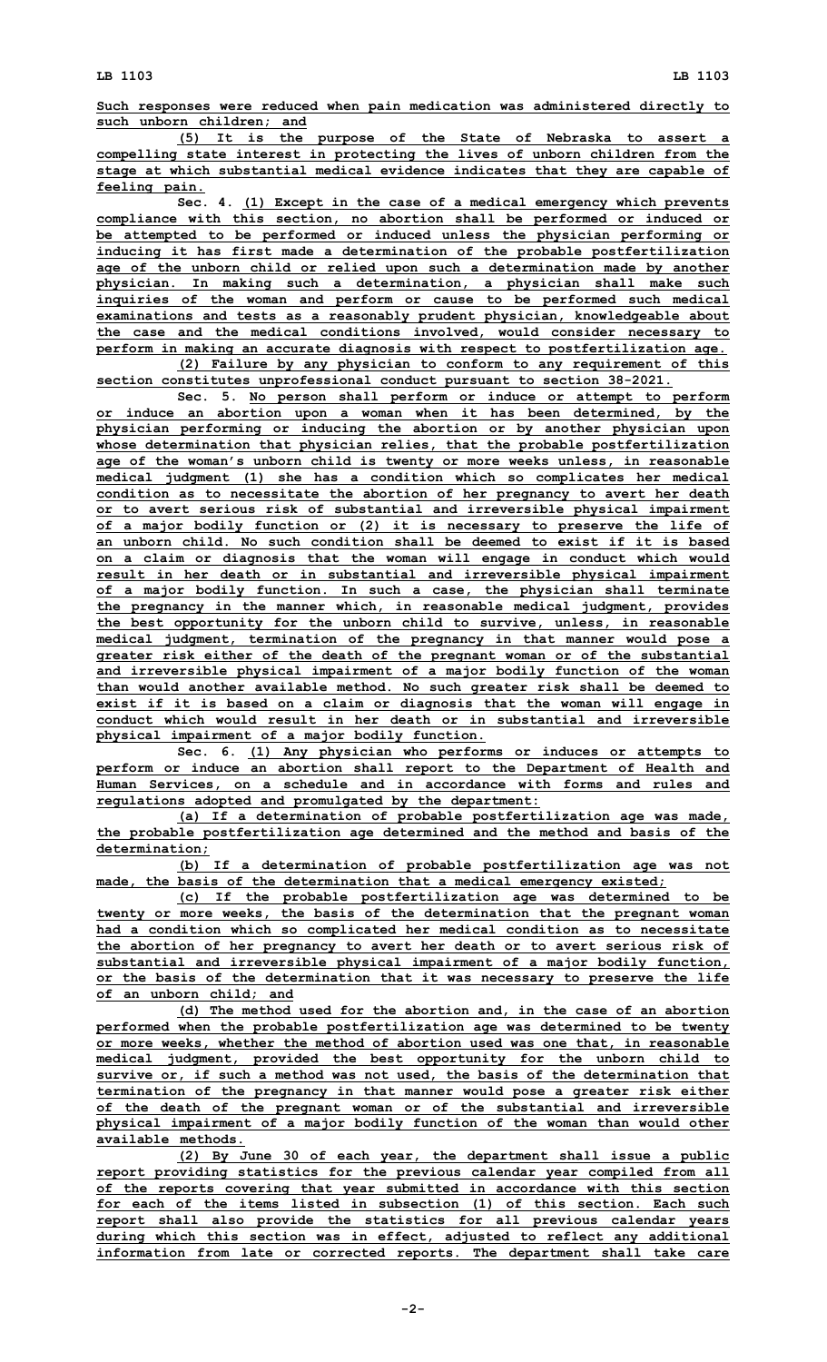Such responses were reduced when pain medication was administered directly to such unborn children; and

(5) It is the purpose of the State of Nebraska to assert a compelling state interest in protecting the lives of unborn children from the stage at which substantial medical evidence indicates that they are capable of feeling pain.

Sec. 4. (1) Except in the case of a medical emergency which prevents compliance with this section, no abortion shall be performed or induced or be attempted to be performed or induced unless the physician performing or inducing it has first made a determination of the probable postfertilization age of the unborn child or relied upon such a determination made by another physician. In making such a determination, a physician shall make such inquiries of the woman and perform or cause to be performed such medical examinations and tests as a reasonably prudent physician, knowledgeable about the case and the medical conditions involved, would consider necessary to perform in making an accurate diagnosis with respect to postfertilization age.

(2) Failure by any physician to conform to any requirement of this section constitutes unprofessional conduct pursuant to section 38-2021.

Sec. 5. No person shall perform or induce or attempt to perform or induce an abortion upon a woman when it has been determined, by the physician performing or inducing the abortion or by another physician upon whose determination that physician relies, that the probable postfertilization age of the woman's unborn child is twenty or more weeks unless, in reasonable medical judgment (1) she has a condition which so complicates her medical condition as to necessitate the abortion of her pregnancy to avert her death or to avert serious risk of substantial and irreversible physical impairment of a major bodily function or (2) it is necessary to preserve the life of an unborn child. No such condition shall be deemed to exist if it is based on a claim or diagnosis that the woman will engage in conduct which would result in her death or in substantial and irreversible physical impairment of a major bodily function. In such a case, the physician shall terminate the pregnancy in the manner which, in reasonable medical judgment, provides the best opportunity for the unborn child to survive, unless, in reasonable medical judgment, termination of the pregnancy in that manner would pose a greater risk either of the death of the pregnant woman or of the substantial and irreversible physical impairment of a major bodily function of the woman than would another available method. No such greater risk shall be deemed to exist if it is based on a claim or diagnosis that the woman will engage in conduct which would result in her death or in substantial and irreversible physical impairment of a major bodily function.

Sec. 6. (1) Any physician who performs or induces or attempts to perform or induce an abortion shall report to the Department of Health and Human Services, on a schedule and in accordance with forms and rules and regulations adopted and promulgated by the department:

(a) If a determination of probable postfertilization age was made, the probable postfertilization age determined and the method and basis of the determination;

(b) If a determination of probable postfertilization age was not made, the basis of the determination that a medical emergency existed;

(c) If the probable postfertilization age was determined to be twenty or more weeks, the basis of the determination that the pregnant woman had a condition which so complicated her medical condition as to necessitate the abortion of her pregnancy to avert her death or to avert serious risk of substantial and irreversible physical impairment of a major bodily function, or the basis of the determination that it was necessary to preserve the life of an unborn child; and

(d) The method used for the abortion and, in the case of an abortion performed when the probable postfertilization age was determined to be twenty or more weeks, whether the method of abortion used was one that, in reasonable medical judgment, provided the best opportunity for the unborn child to survive or, if such a method was not used, the basis of the determination that termination of the pregnancy in that manner would pose a greater risk either of the death of the pregnant woman or of the substantial and irreversible physical impairment of a major bodily function of the woman than would other available methods.

(2) By June 30 of each year, the department shall issue a public report providing statistics for the previous calendar year compiled from all of the reports covering that year submitted in accordance with this section for each of the items listed in subsection (1) of this section. Each such report shall also provide the statistics for all previous calendar years during which this section was in effect, adjusted to reflect any additional information from late or corrected reports. The department shall take care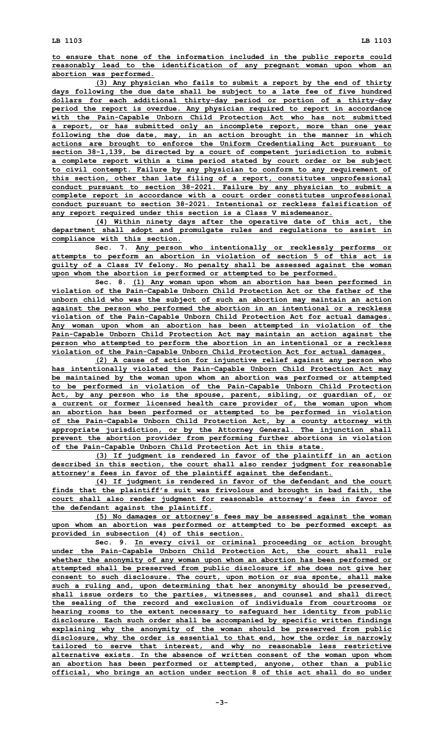to ensure that none of the information included in the public reports could reasonably lead to the identification of any pregnant woman upon whom an abortion was performed.

(3) Any physician who fails to submit a report by the end of thirty days following the due date shall be subject to a late fee of five hundred dollars for each additional thirty-day period or portion of a thirty-day period the report is overdue. Any physician required to report in accordance with the Pain-Capable Unborn Child Protection Act who has not submitted a report, or has submitted only an incomplete report, more than one year following the due date, may, in an action brought in the manner in which actions are brought to enforce the Uniform Credentialing Act pursuant to section 38-1,139, be directed by a court of competent jurisdiction to submit a complete report within a time period stated by court order or be subject to civil contempt. Failure by any physician to conform to any requirement of this section, other than late filing of a report, constitutes unprofessional conduct pursuant to section 38-2021. Failure by any physician to submit a complete report in accordance with a court order constitutes unprofessional conduct pursuant to section 38-2021. Intentional or reckless falsification of any report required under this section is a Class V misdemeanor.

(4) Within ninety days after the operative date of this act, the department shall adopt and promulgate rules and regulations to assist in compliance with this section.

Sec. 7. Any person who intentionally or recklessly performs or attempts to perform an abortion in violation of section 5 of this act is guilty of a Class IV felony. No penalty shall be assessed against the woman upon whom the abortion is performed or attempted to be performed.

Sec. 8. (1) Any woman upon whom an abortion has been performed in violation of the Pain-Capable Unborn Child Protection Act or the father of the unborn child who was the subject of such an abortion may maintain an action against the person who performed the abortion in an intentional or a reckless violation of the Pain-Capable Unborn Child Protection Act for actual damages. Any woman upon whom an abortion has been attempted in violation of the Pain-Capable Unborn Child Protection Act may maintain an action against the person who attempted to perform the abortion in an intentional or a reckless violation of the Pain-Capable Unborn Child Protection Act for actual damages.

(2) A cause of action for injunctive relief against any person who has intentionally violated the Pain-Capable Unborn Child Protection Act may be maintained by the woman upon whom an abortion was performed or attempted to be performed in violation of the Pain-Capable Unborn Child Protection Act, by any person who is the spouse, parent, sibling, or guardian of, or a current or former licensed health care provider of, the woman upon whom an abortion has been performed or attempted to be performed in violation of the Pain-Capable Unborn Child Protection Act, by a county attorney with appropriate jurisdiction, or by the Attorney General. The injunction shall prevent the abortion provider from performing further abortions in violation of the Pain-Capable Unborn Child Protection Act in this state.

(3) If judgment is rendered in favor of the plaintiff in an action described in this section, the court shall also render judgment for reasonable attorney's fees in favor of the plaintiff against the defendant.

(4) If judgment is rendered in favor of the defendant and the court finds that the plaintiff's suit was frivolous and brought in bad faith, the court shall also render judgment for reasonable attorney's fees in favor of the defendant against the plaintiff.

(5) No damages or attorney's fees may be assessed against the woman upon whom an abortion was performed or attempted to be performed except as provided in subsection (4) of this section.

Sec. 9. In every civil or criminal proceeding or action brought under the Pain-Capable Unborn Child Protection Act, the court shall rule whether the anonymity of any woman upon whom an abortion has been performed or attempted shall be preserved from public disclosure if she does not give her consent to such disclosure. The court, upon motion or sua sponte, shall make such a ruling and, upon determining that her anonymity should be preserved, shall issue orders to the parties, witnesses, and counsel and shall direct the sealing of the record and exclusion of individuals from courtrooms or hearing rooms to the extent necessary to safeguard her identity from public disclosure. Each such order shall be accompanied by specific written findings explaining why the anonymity of the woman should be preserved from public disclosure, why the order is essential to that end, how the order is narrowly tailored to serve that interest, and why no reasonable less restrictive alternative exists. In the absence of written consent of the woman upon whom an abortion has been performed or attempted, anyone, other than a public official, who brings an action under section 8 of this act shall do so under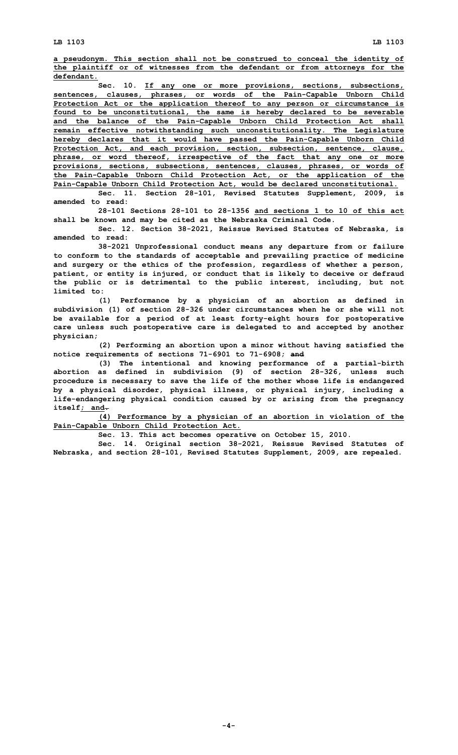a pseudonym. This section shall not be construed to conceal the identity of the plaintiff or of witnesses from the defendant or from attorneys for the defendant.

Sec. 10. If any one or more provisions, sections, subsections, sentences, clauses, phrases, or words of the Pain-Capable Unborn Child Protection Act or the application thereof to any person or circumstance is found to be unconstitutional, the same is hereby declared to be severable and the balance of the Pain-Capable Unborn Child Protection Act shall remain effective notwithstanding such unconstitutionality. The Legislature hereby declares that it would have passed the Pain-Capable Unborn Child Protection Act, and each provision, section, subsection, sentence, clause, phrase, or word thereof, irrespective of the fact that any one or more provisions, sections, subsections, sentences, clauses, phrases, or words of the Pain-Capable Unborn Child Protection Act, or the application of the Pain-Capable Unborn Child Protection Act, would be declared unconstitutional.

Sec. 11. Section 28-101, Revised Statutes Supplement, 2009, is amended to read:

28-101 Sections 28-101 to 28-1356 and sections 1 to 10 of this act shall be known and may be cited as the Nebraska Criminal Code.

Sec. 12. Section 38-2021, Reissue Revised Statutes of Nebraska, is amended to read:

38-2021 Unprofessional conduct means any departure from or failure to conform to the standards of acceptable and prevailing practice of medicine and surgery or the ethics of the profession, regardless of whether a person, patient, or entity is injured, or conduct that is likely to deceive or defraud the public or is detrimental to the public interest, including, but not limited to:

(1) Performance by a physician of an abortion as defined in subdivision (1) of section 28-326 under circumstances when he or she will not be available for a period of at least forty-eight hours for postoperative care unless such postoperative care is delegated to and accepted by another physician;

(2) Performing an abortion upon a minor without having satisfied the notice requirements of sections 71-6901 to 71-6908; ~~and~~

(3) The intentional and knowing performance of a partial-birth abortion as defined in subdivision (9) of section 28-326, unless such procedure is necessary to save the life of the mother whose life is endangered by a physical disorder, physical illness, or physical injury, including a life-endangering physical condition caused by or arising from the pregnancy itself; and~~.~~

(4) Performance by a physician of an abortion in violation of the Pain-Capable Unborn Child Protection Act.

Sec. 13. This act becomes operative on October 15, 2010.

Sec. 14. Original section 38-2021, Reissue Revised Statutes of Nebraska, and section 28-101, Revised Statutes Supplement, 2009, are repealed.